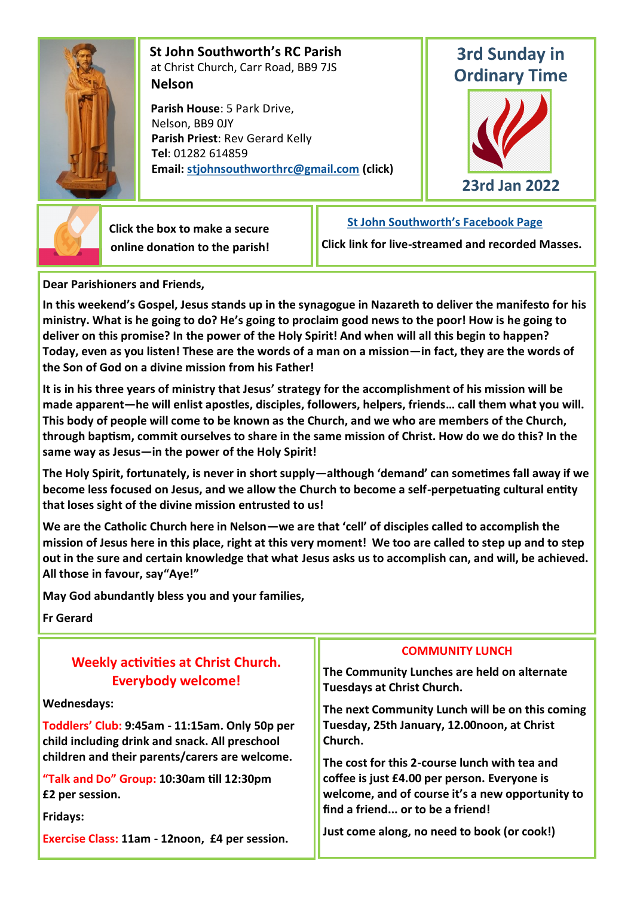**St John Southworth's RC Parish**
at Christ Church, Carr Road, BB9 7JS
**Nelson**

**Parish House**: 5 Park Drive, Nelson, BB9 0JY
**Parish Priest**: Rev Gerard Kelly
**Tel**: 01282 614859
**Email: stjohnsouthworthrc@gmail.com (click)**

## 3rd Sunday in Ordinary Time

**23rd Jan 2022**

Click the box to make a secure online donation to the parish!

**St John Southworth's Facebook Page**

Click link for live-streamed and recorded Masses.

**Dear Parishioners and Friends,**

**In this weekend's Gospel, Jesus stands up in the synagogue in Nazareth to deliver the manifesto for his ministry. What is he going to do? He's going to proclaim good news to the poor! How is he going to deliver on this promise? In the power of the Holy Spirit! And when will all this begin to happen? Today, even as you listen! These are the words of a man on a mission—in fact, they are the words of the Son of God on a divine mission from his Father!**

**It is in his three years of ministry that Jesus' strategy for the accomplishment of his mission will be made apparent—he will enlist apostles, disciples, followers, helpers, friends… call them what you will. This body of people will come to be known as the Church, and we who are members of the Church, through baptism, commit ourselves to share in the same mission of Christ. How do we do this? In the same way as Jesus—in the power of the Holy Spirit!**

**The Holy Spirit, fortunately, is never in short supply—although 'demand' can sometimes fall away if we become less focused on Jesus, and we allow the Church to become a self-perpetuating cultural entity that loses sight of the divine mission entrusted to us!**

**We are the Catholic Church here in Nelson—we are that 'cell' of disciples called to accomplish the mission of Jesus here in this place, right at this very moment! We too are called to step up and to step out in the sure and certain knowledge that what Jesus asks us to accomplish can, and will, be achieved. All those in favour, say"Aye!"**

**May God abundantly bless you and your families,**

**Fr Gerard**

## Weekly activities at Christ Church. Everybody welcome!

**Wednesdays:**

**Toddlers' Club: 9:45am - 11:15am. Only 50p per child including drink and snack. All preschool children and their parents/carers are welcome.**

**"Talk and Do" Group: 10:30am till 12:30pm £2 per session.**

**Fridays:**

**Exercise Class: 11am - 12noon, £4 per session.**

## COMMUNITY LUNCH

**The Community Lunches are held on alternate Tuesdays at Christ Church.**

**The next Community Lunch will be on this coming Tuesday, 25th January, 12.00noon, at Christ Church.**

**The cost for this 2-course lunch with tea and coffee is just £4.00 per person. Everyone is welcome, and of course it's a new opportunity to find a friend... or to be a friend!**

**Just come along, no need to book (or cook!)**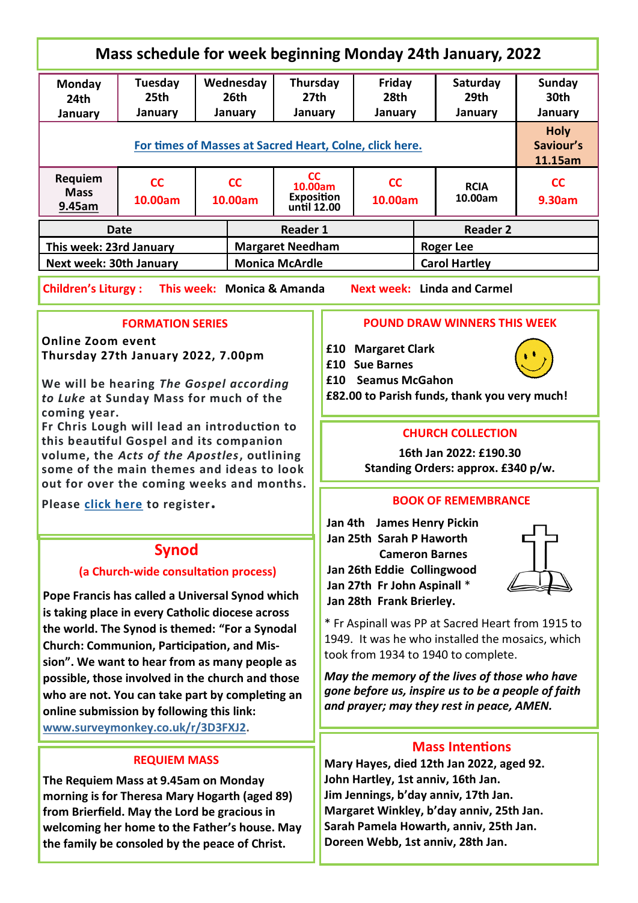## Mass schedule for week beginning Monday 24th January, 2022

| Monday 24th January | Tuesday 25th January | Wednesday 26th January | Thursday 27th January | Friday 28th January | Saturday 29th January | Sunday 30th January |
|---|---|---|---|---|---|---|
| For times of Masses at Sacred Heart, Colne, click here. | | | | | | Holy Saviour's 11.15am |
| Requiem Mass 9.45am | CC 10.00am | CC 10.00am | CC 10.00am Exposition until 12.00 | CC 10.00am | RCIA 10.00am | CC 9.30am |

| Date | Reader 1 | Reader 2 |
|---|---|---|
| This week: 23rd January | Margaret Needham | Roger Lee |
| Next week: 30th January | Monica McArdle | Carol Hartley |

**Children's Liturgy :** This week: Monica & Amanda Next week: Linda and Carmel

### FORMATION SERIES

Online Zoom event
Thursday 27th January 2022, 7.00pm

We will be hearing *The Gospel according to Luke* at Sunday Mass for much of the coming year.
Fr Chris Lough will lead an introduction to this beautiful Gospel and its companion volume, the *Acts of the Apostles*, outlining some of the main themes and ideas to look out for over the coming weeks and months.

Please click here to register.

## Synod

**(a Church-wide consultation process)**

**Pope Francis has called a Universal Synod which is taking place in every Catholic diocese across the world. The Synod is themed: "For a Synodal Church: Communion, Participation, and Mission". We want to hear from as many people as possible, those involved in the church and those who are not. You can take part by completing an online submission by following this link: www.surveymonkey.co.uk/r/3D3FXJ2.**

### REQUIEM MASS

**The Requiem Mass at 9.45am on Monday morning is for Theresa Mary Hogarth (aged 89) from Brierfield. May the Lord be gracious in welcoming her home to the Father's house. May the family be consoled by the peace of Christ.**

### POUND DRAW WINNERS THIS WEEK

**£10 Margaret Clark**
**£10 Sue Barnes**
**£10 Seamus McGahon**
**£82.00 to Parish funds, thank you very much!**

### CHURCH COLLECTION

**16th Jan 2022: £190.30**
**Standing Orders: approx. £340 p/w.**

### BOOK OF REMEMBRANCE

**Jan 4th James Henry Pickin**
**Jan 25th Sarah P Haworth**
**Cameron Barnes**
**Jan 26th Eddie Collingwood**
**Jan 27th Fr John Aspinall ***
**Jan 28th Frank Brierley.**

* Fr Aspinall was PP at Sacred Heart from 1915 to 1949. It was he who installed the mosaics, which took from 1934 to 1940 to complete.

***May the memory of the lives of those who have gone before us, inspire us to be a people of faith and prayer; may they rest in peace, AMEN.***

## Mass Intentions

**Mary Hayes, died 12th Jan 2022, aged 92.**
**John Hartley, 1st anniv, 16th Jan.**
**Jim Jennings, b'day anniv, 17th Jan.**
**Margaret Winkley, b'day anniv, 25th Jan.**
**Sarah Pamela Howarth, anniv, 25th Jan.**
**Doreen Webb, 1st anniv, 28th Jan.**